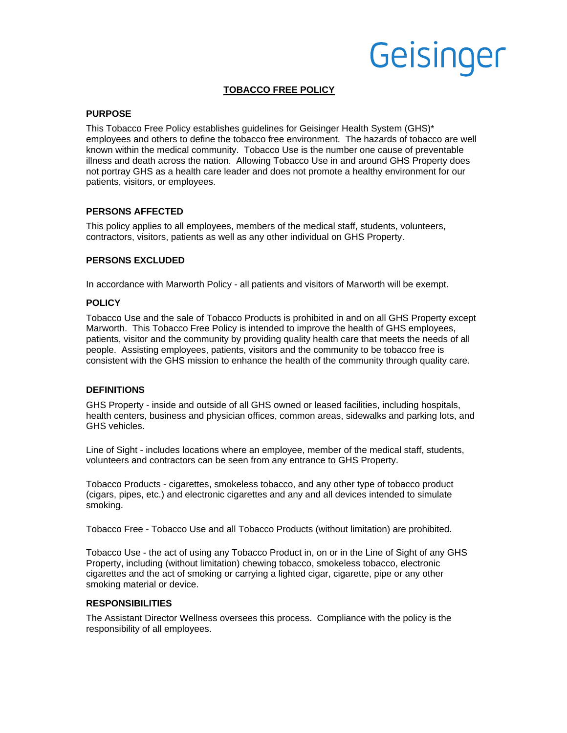Geisinger

# TOBACCO FREE POLICY

## PURPOSE

This Tobacco Free Policy establishes guidelines for Geisinger Health System (GHS)* employees and others to define the tobacco free environment. The hazards of tobacco are well known within the medical community. Tobacco Use is the number one cause of preventable illness and death across the nation. Allowing Tobacco Use in and around GHS Property does not portray GHS as a health care leader and does not promote a healthy environment for our patients, visitors, or employees.

## PERSONS AFFECTED

This policy applies to all employees, members of the medical staff, students, volunteers, contractors, visitors, patients as well as any other individual on GHS Property.

## PERSONS EXCLUDED

In accordance with Marworth Policy - all patients and visitors of Marworth will be exempt.

## POLICY

Tobacco Use and the sale of Tobacco Products is prohibited in and on all GHS Property except Marworth. This Tobacco Free Policy is intended to improve the health of GHS employees, patients, visitor and the community by providing quality health care that meets the needs of all people. Assisting employees, patients, visitors and the community to be tobacco free is consistent with the GHS mission to enhance the health of the community through quality care.

## DEFINITIONS

GHS Property - inside and outside of all GHS owned or leased facilities, including hospitals, health centers, business and physician offices, common areas, sidewalks and parking lots, and GHS vehicles.

Line of Sight - includes locations where an employee, member of the medical staff, students, volunteers and contractors can be seen from any entrance to GHS Property.

Tobacco Products - cigarettes, smokeless tobacco, and any other type of tobacco product (cigars, pipes, etc.) and electronic cigarettes and any and all devices intended to simulate smoking.

Tobacco Free - Tobacco Use and all Tobacco Products (without limitation) are prohibited.

Tobacco Use - the act of using any Tobacco Product in, on or in the Line of Sight of any GHS Property, including (without limitation) chewing tobacco, smokeless tobacco, electronic cigarettes and the act of smoking or carrying a lighted cigar, cigarette, pipe or any other smoking material or device.

## RESPONSIBILITIES

The Assistant Director Wellness oversees this process. Compliance with the policy is the responsibility of all employees.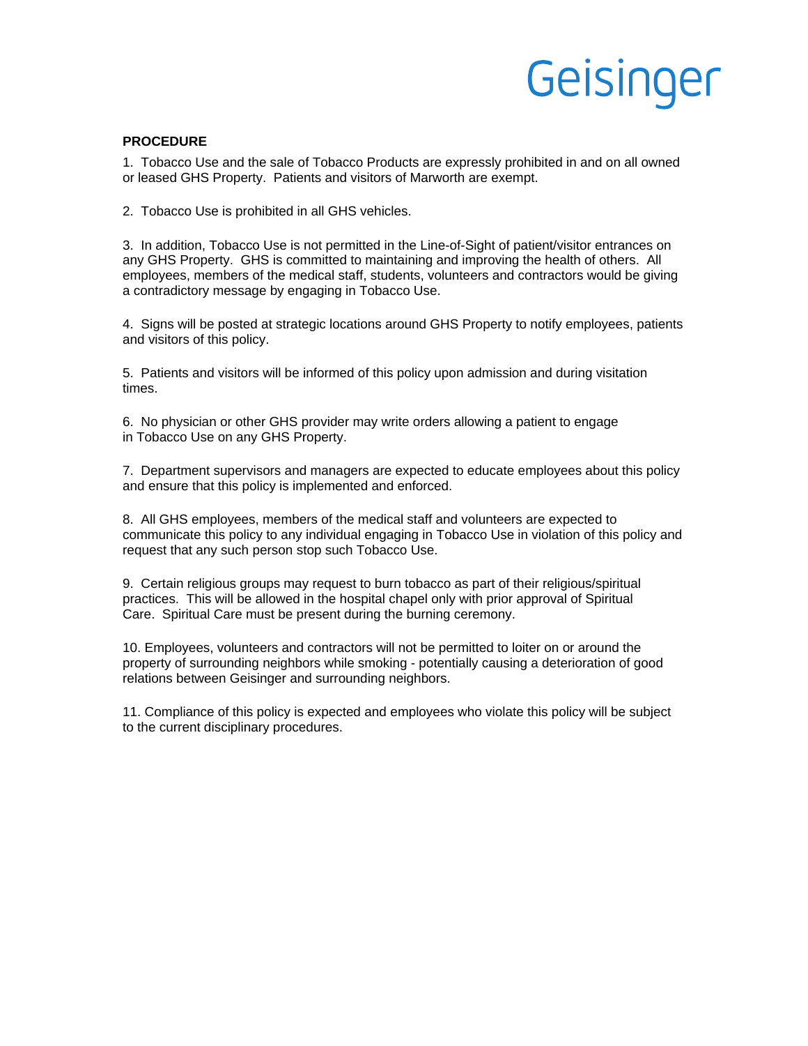**PROCEDURE**

1. Tobacco Use and the sale of Tobacco Products are expressly prohibited in and on all owned or leased GHS Property. Patients and visitors of Marworth are exempt.

2. Tobacco Use is prohibited in all GHS vehicles.

3. In addition, Tobacco Use is not permitted in the Line-of-Sight of patient/visitor entrances on any GHS Property. GHS is committed to maintaining and improving the health of others. All employees, members of the medical staff, students, volunteers and contractors would be giving a contradictory message by engaging in Tobacco Use.

4. Signs will be posted at strategic locations around GHS Property to notify employees, patients and visitors of this policy.

5. Patients and visitors will be informed of this policy upon admission and during visitation times.

6. No physician or other GHS provider may write orders allowing a patient to engage in Tobacco Use on any GHS Property.

7. Department supervisors and managers are expected to educate employees about this policy and ensure that this policy is implemented and enforced.

8. All GHS employees, members of the medical staff and volunteers are expected to communicate this policy to any individual engaging in Tobacco Use in violation of this policy and request that any such person stop such Tobacco Use.

9. Certain religious groups may request to burn tobacco as part of their religious/spiritual practices. This will be allowed in the hospital chapel only with prior approval of Spiritual Care. Spiritual Care must be present during the burning ceremony.

10. Employees, volunteers and contractors will not be permitted to loiter on or around the property of surrounding neighbors while smoking - potentially causing a deterioration of good relations between Geisinger and surrounding neighbors.

11. Compliance of this policy is expected and employees who violate this policy will be subject to the current disciplinary procedures.